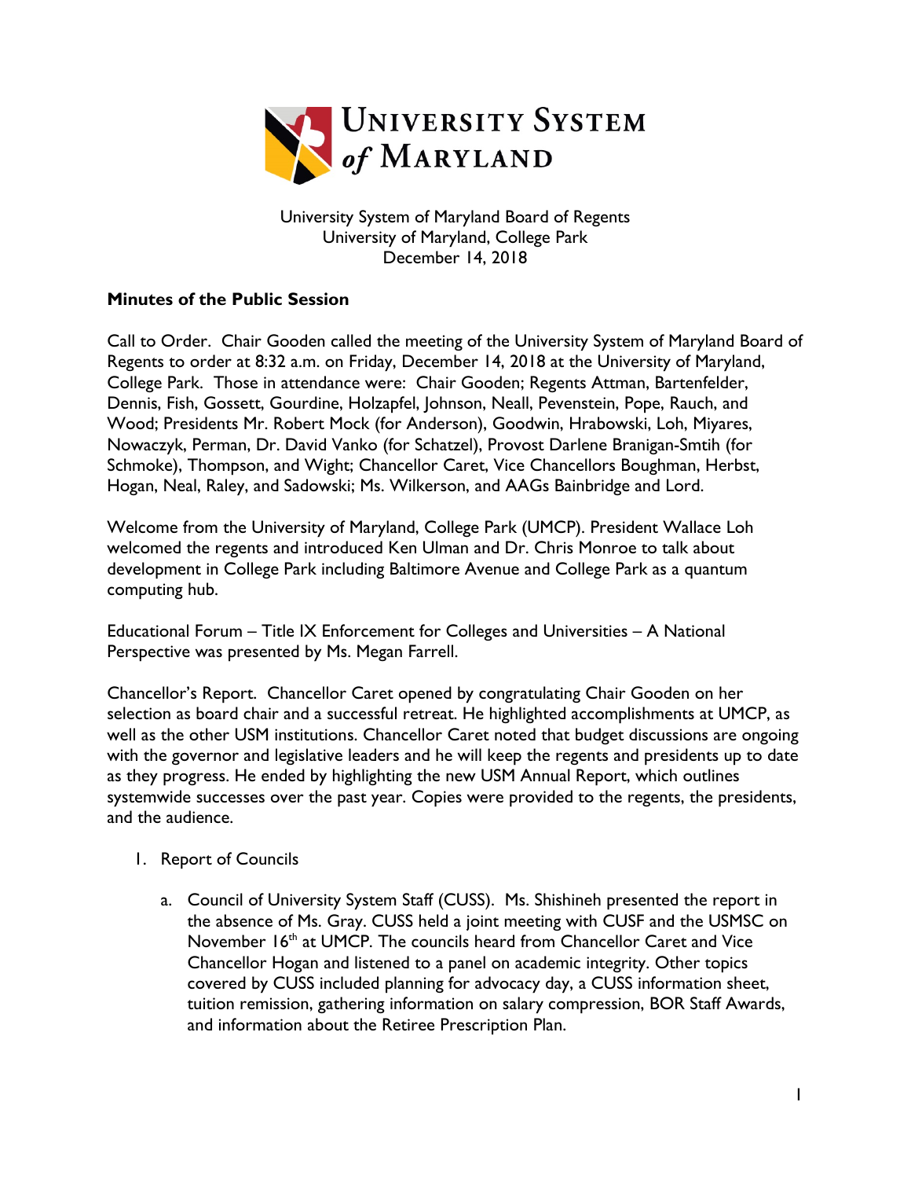University System of Maryland Board of Regents
University of Maryland, College Park
December 14, 2018

**Minutes of the Public Session**

Call to Order. Chair Gooden called the meeting of the University System of Maryland Board of Regents to order at 8:32 a.m. on Friday, December 14, 2018 at the University of Maryland, College Park. Those in attendance were: Chair Gooden; Regents Attman, Bartenfelder, Dennis, Fish, Gossett, Gourdine, Holzapfel, Johnson, Neall, Pevenstein, Pope, Rauch, and Wood; Presidents Mr. Robert Mock (for Anderson), Goodwin, Hrabowski, Loh, Miyares, Nowaczyk, Perman, Dr. David Vanko (for Schatzel), Provost Darlene Branigan-Smtih (for Schmoke), Thompson, and Wight; Chancellor Caret, Vice Chancellors Boughman, Herbst, Hogan, Neal, Raley, and Sadowski; Ms. Wilkerson, and AAGs Bainbridge and Lord.

Welcome from the University of Maryland, College Park (UMCP). President Wallace Loh welcomed the regents and introduced Ken Ulman and Dr. Chris Monroe to talk about development in College Park including Baltimore Avenue and College Park as a quantum computing hub.

Educational Forum – Title IX Enforcement for Colleges and Universities – A National Perspective was presented by Ms. Megan Farrell.

Chancellor's Report. Chancellor Caret opened by congratulating Chair Gooden on her selection as board chair and a successful retreat. He highlighted accomplishments at UMCP, as well as the other USM institutions. Chancellor Caret noted that budget discussions are ongoing with the governor and legislative leaders and he will keep the regents and presidents up to date as they progress. He ended by highlighting the new USM Annual Report, which outlines systemwide successes over the past year. Copies were provided to the regents, the presidents, and the audience.

1. Report of Councils

   a. Council of University System Staff (CUSS). Ms. Shishineh presented the report in the absence of Ms. Gray. CUSS held a joint meeting with CUSF and the USMSC on November 16th at UMCP. The councils heard from Chancellor Caret and Vice Chancellor Hogan and listened to a panel on academic integrity. Other topics covered by CUSS included planning for advocacy day, a CUSS information sheet, tuition remission, gathering information on salary compression, BOR Staff Awards, and information about the Retiree Prescription Plan.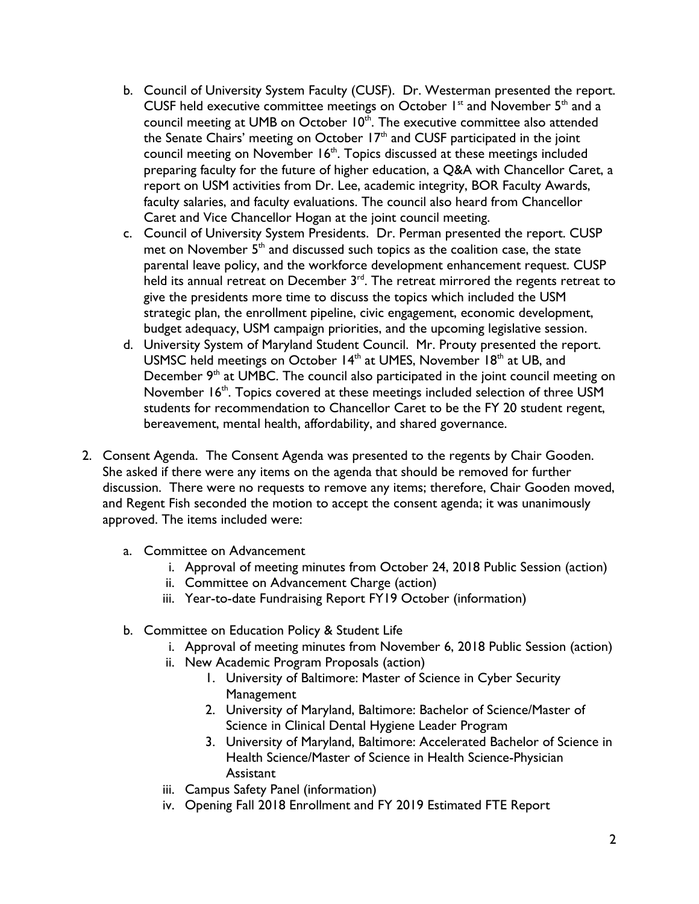b. Council of University System Faculty (CUSF). Dr. Westerman presented the report. CUSF held executive committee meetings on October 1st and November 5th and a council meeting at UMB on October 10th. The executive committee also attended the Senate Chairs' meeting on October 17th and CUSF participated in the joint council meeting on November 16th. Topics discussed at these meetings included preparing faculty for the future of higher education, a Q&A with Chancellor Caret, a report on USM activities from Dr. Lee, academic integrity, BOR Faculty Awards, faculty salaries, and faculty evaluations. The council also heard from Chancellor Caret and Vice Chancellor Hogan at the joint council meeting.

c. Council of University System Presidents. Dr. Perman presented the report. CUSP met on November 5th and discussed such topics as the coalition case, the state parental leave policy, and the workforce development enhancement request. CUSP held its annual retreat on December 3rd. The retreat mirrored the regents retreat to give the presidents more time to discuss the topics which included the USM strategic plan, the enrollment pipeline, civic engagement, economic development, budget adequacy, USM campaign priorities, and the upcoming legislative session.

d. University System of Maryland Student Council. Mr. Prouty presented the report. USMSC held meetings on October 14th at UMES, November 18th at UB, and December 9th at UMBC. The council also participated in the joint council meeting on November 16th. Topics covered at these meetings included selection of three USM students for recommendation to Chancellor Caret to be the FY 20 student regent, bereavement, mental health, affordability, and shared governance.

2. Consent Agenda. The Consent Agenda was presented to the regents by Chair Gooden. She asked if there were any items on the agenda that should be removed for further discussion. There were no requests to remove any items; therefore, Chair Gooden moved, and Regent Fish seconded the motion to accept the consent agenda; it was unanimously approved. The items included were:

   a. Committee on Advancement
      i. Approval of meeting minutes from October 24, 2018 Public Session (action)
      ii. Committee on Advancement Charge (action)
      iii. Year-to-date Fundraising Report FY19 October (information)

   b. Committee on Education Policy & Student Life
      i. Approval of meeting minutes from November 6, 2018 Public Session (action)
      ii. New Academic Program Proposals (action)
         1. University of Baltimore: Master of Science in Cyber Security Management
         2. University of Maryland, Baltimore: Bachelor of Science/Master of Science in Clinical Dental Hygiene Leader Program
         3. University of Maryland, Baltimore: Accelerated Bachelor of Science in Health Science/Master of Science in Health Science-Physician Assistant
      iii. Campus Safety Panel (information)
      iv. Opening Fall 2018 Enrollment and FY 2019 Estimated FTE Report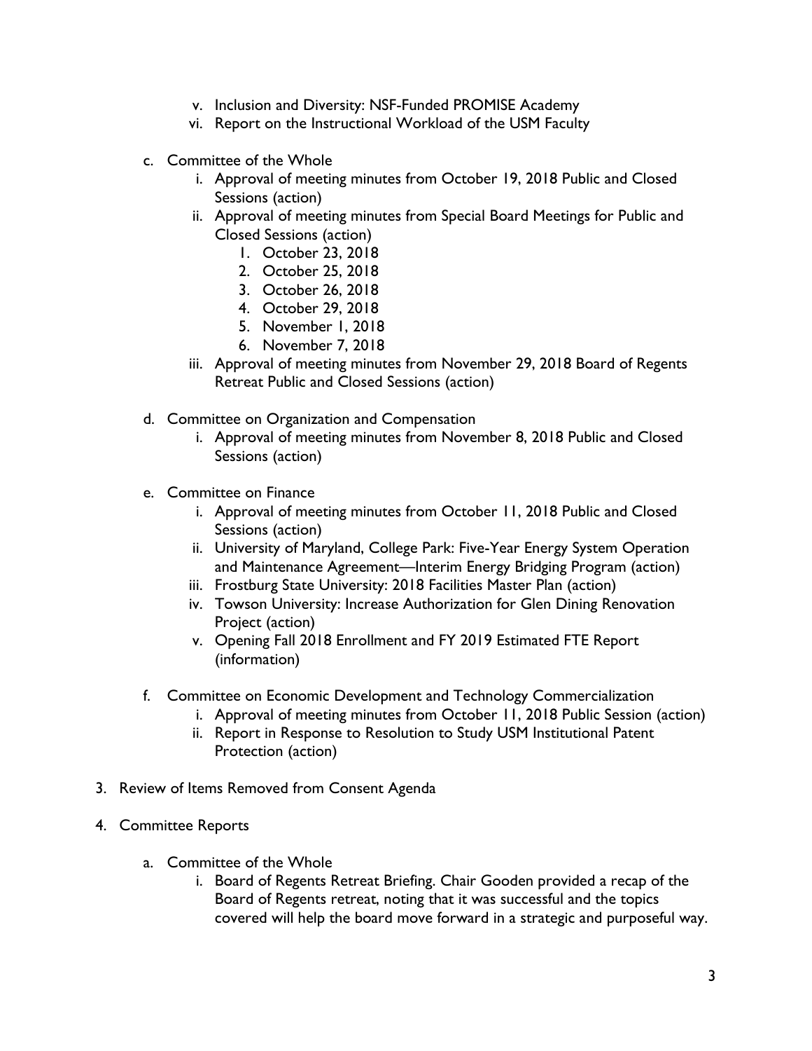v. Inclusion and Diversity: NSF-Funded PROMISE Academy
   vi. Report on the Instructional Workload of the USM Faculty

c. Committee of the Whole
   i. Approval of meeting minutes from October 19, 2018 Public and Closed Sessions (action)
   ii. Approval of meeting minutes from Special Board Meetings for Public and Closed Sessions (action)
      1. October 23, 2018
      2. October 25, 2018
      3. October 26, 2018
      4. October 29, 2018
      5. November 1, 2018
      6. November 7, 2018
   iii. Approval of meeting minutes from November 29, 2018 Board of Regents Retreat Public and Closed Sessions (action)

d. Committee on Organization and Compensation
   i. Approval of meeting minutes from November 8, 2018 Public and Closed Sessions (action)

e. Committee on Finance
   i. Approval of meeting minutes from October 11, 2018 Public and Closed Sessions (action)
   ii. University of Maryland, College Park: Five-Year Energy System Operation and Maintenance Agreement—Interim Energy Bridging Program (action)
   iii. Frostburg State University: 2018 Facilities Master Plan (action)
   iv. Towson University: Increase Authorization for Glen Dining Renovation Project (action)
   v. Opening Fall 2018 Enrollment and FY 2019 Estimated FTE Report (information)

f. Committee on Economic Development and Technology Commercialization
   i. Approval of meeting minutes from October 11, 2018 Public Session (action)
   ii. Report in Response to Resolution to Study USM Institutional Patent Protection (action)

3. Review of Items Removed from Consent Agenda

4. Committee Reports

   a. Committee of the Whole
      i. Board of Regents Retreat Briefing. Chair Gooden provided a recap of the Board of Regents retreat, noting that it was successful and the topics covered will help the board move forward in a strategic and purposeful way.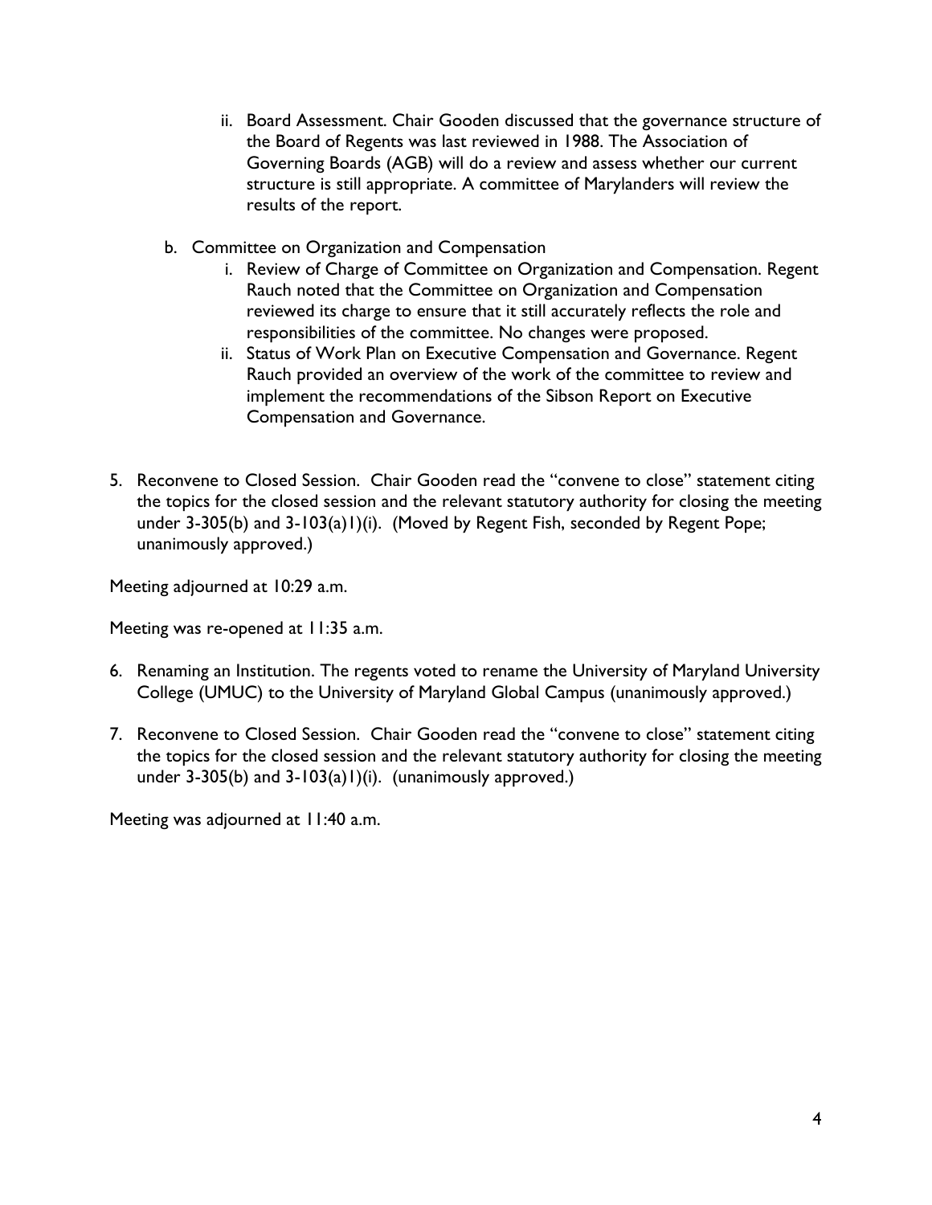ii. Board Assessment. Chair Gooden discussed that the governance structure of the Board of Regents was last reviewed in 1988. The Association of Governing Boards (AGB) will do a review and assess whether our current structure is still appropriate. A committee of Marylanders will review the results of the report.

b. Committee on Organization and Compensation
   i. Review of Charge of Committee on Organization and Compensation. Regent Rauch noted that the Committee on Organization and Compensation reviewed its charge to ensure that it still accurately reflects the role and responsibilities of the committee. No changes were proposed.
   ii. Status of Work Plan on Executive Compensation and Governance. Regent Rauch provided an overview of the work of the committee to review and implement the recommendations of the Sibson Report on Executive Compensation and Governance.

5. Reconvene to Closed Session. Chair Gooden read the "convene to close" statement citing the topics for the closed session and the relevant statutory authority for closing the meeting under 3-305(b) and 3-103(a)1)(i). (Moved by Regent Fish, seconded by Regent Pope; unanimously approved.)

Meeting adjourned at 10:29 a.m.

Meeting was re-opened at 11:35 a.m.

6. Renaming an Institution. The regents voted to rename the University of Maryland University College (UMUC) to the University of Maryland Global Campus (unanimously approved.)

7. Reconvene to Closed Session. Chair Gooden read the "convene to close" statement citing the topics for the closed session and the relevant statutory authority for closing the meeting under 3-305(b) and 3-103(a)1)(i). (unanimously approved.)

Meeting was adjourned at 11:40 a.m.